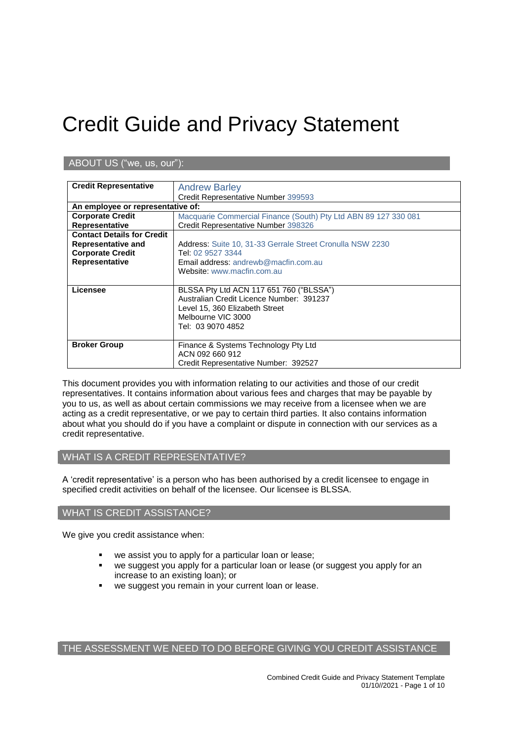# Credit Guide and Privacy Statement

## ABOUT US ("we, us, our"):

| Credit Representative | Andrew Barley<br>Credit Representative Number 399593 |
| --- | --- |
| **An employee or representative of:** | |
| **Corporate Credit Representative** | Macquarie Commercial Finance (South) Pty Ltd ABN 89 127 330 081<br>Credit Representative Number 398326 |
| **Contact Details for Credit Representative and Corporate Credit Representative** | Address: Suite 10, 31-33 Gerrale Street Cronulla NSW 2230<br>Tel: 02 9527 3344<br>Email address: andrewb@macfin.com.au<br>Website: www.macfin.com.au |
| **Licensee** | BLSSA Pty Ltd ACN 117 651 760 ("BLSSA")<br>Australian Credit Licence Number: 391237<br>Level 15, 360 Elizabeth Street<br>Melbourne VIC 3000<br>Tel: 03 9070 4852 |
| **Broker Group** | Finance & Systems Technology Pty Ltd<br>ACN 092 660 912<br>Credit Representative Number: 392527 |

This document provides you with information relating to our activities and those of our credit representatives. It contains information about various fees and charges that may be payable by you to us, as well as about certain commissions we may receive from a licensee when we are acting as a credit representative, or we pay to certain third parties. It also contains information about what you should do if you have a complaint or dispute in connection with our services as a credit representative.

## WHAT IS A CREDIT REPRESENTATIVE?

A 'credit representative' is a person who has been authorised by a credit licensee to engage in specified credit activities on behalf of the licensee. Our licensee is BLSSA.

## WHAT IS CREDIT ASSISTANCE?

We give you credit assistance when:

- we assist you to apply for a particular loan or lease;
- we suggest you apply for a particular loan or lease (or suggest you apply for an increase to an existing loan); or
- we suggest you remain in your current loan or lease.

## THE ASSESSMENT WE NEED TO DO BEFORE GIVING YOU CREDIT ASSISTANCE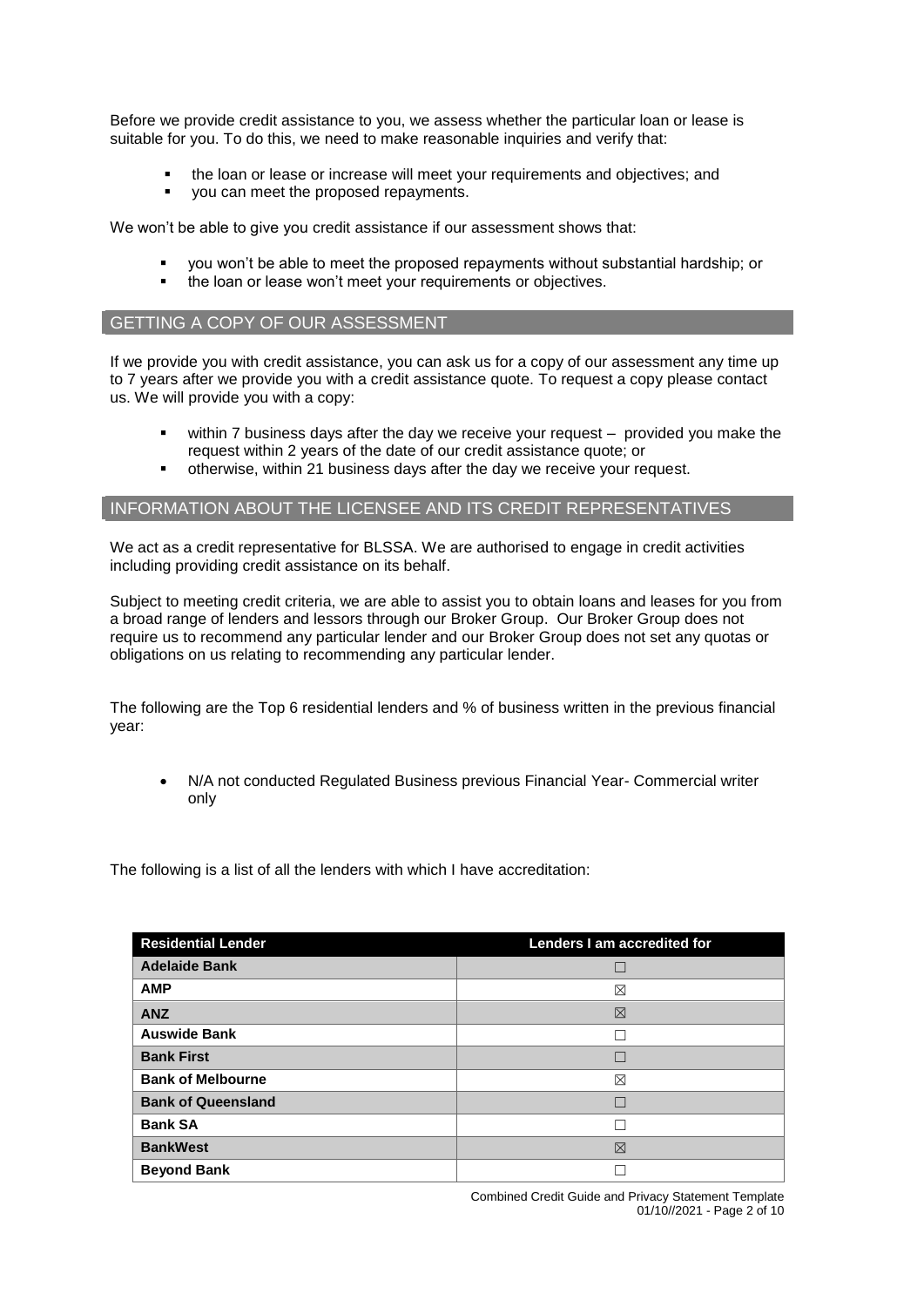Before we provide credit assistance to you, we assess whether the particular loan or lease is suitable for you. To do this, we need to make reasonable inquiries and verify that:

- the loan or lease or increase will meet your requirements and objectives; and
- you can meet the proposed repayments.

We won't be able to give you credit assistance if our assessment shows that:

- you won't be able to meet the proposed repayments without substantial hardship; or
- the loan or lease won't meet your requirements or objectives.

## GETTING A COPY OF OUR ASSESSMENT

If we provide you with credit assistance, you can ask us for a copy of our assessment any time up to 7 years after we provide you with a credit assistance quote. To request a copy please contact us. We will provide you with a copy:

- within 7 business days after the day we receive your request – provided you make the request within 2 years of the date of our credit assistance quote; or
- otherwise, within 21 business days after the day we receive your request.

## INFORMATION ABOUT THE LICENSEE AND ITS CREDIT REPRESENTATIVES

We act as a credit representative for BLSSA. We are authorised to engage in credit activities including providing credit assistance on its behalf.

Subject to meeting credit criteria, we are able to assist you to obtain loans and leases for you from a broad range of lenders and lessors through our Broker Group. Our Broker Group does not require us to recommend any particular lender and our Broker Group does not set any quotas or obligations on us relating to recommending any particular lender.

The following are the Top 6 residential lenders and % of business written in the previous financial year:

- N/A not conducted Regulated Business previous Financial Year- Commercial writer only

The following is a list of all the lenders with which I have accreditation:

| Residential Lender | Lenders I am accredited for |
|---|---|
| **Adelaide Bank** | ☐ |
| **AMP** | ☒ |
| **ANZ** | ☒ |
| **Auswide Bank** | ☐ |
| **Bank First** | ☐ |
| **Bank of Melbourne** | ☒ |
| **Bank of Queensland** | ☐ |
| **Bank SA** | ☐ |
| **BankWest** | ☒ |
| **Beyond Bank** | ☐ |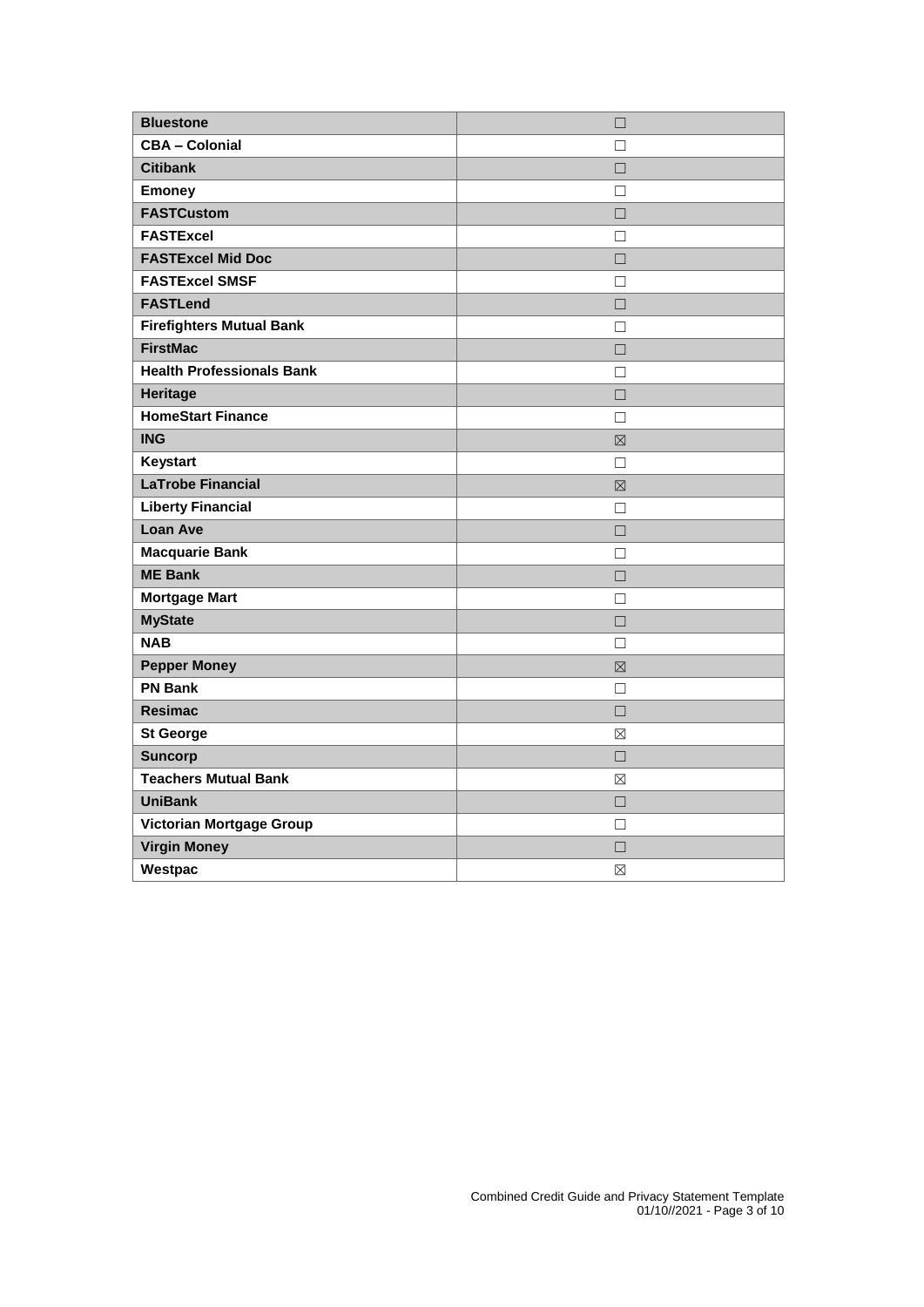| Bluestone | ☐ |
|---|---|
| CBA – Colonial | ☐ |
| Citibank | ☐ |
| Emoney | ☐ |
| FASTCustom | ☐ |
| FASTExcel | ☐ |
| FASTExcel Mid Doc | ☐ |
| FASTExcel SMSF | ☐ |
| FASTLend | ☐ |
| Firefighters Mutual Bank | ☐ |
| FirstMac | ☐ |
| Health Professionals Bank | ☐ |
| Heritage | ☐ |
| HomeStart Finance | ☐ |
| ING | ☒ |
| Keystart | ☐ |
| LaTrobe Financial | ☒ |
| Liberty Financial | ☐ |
| Loan Ave | ☐ |
| Macquarie Bank | ☐ |
| ME Bank | ☐ |
| Mortgage Mart | ☐ |
| MyState | ☐ |
| NAB | ☐ |
| Pepper Money | ☒ |
| PN Bank | ☐ |
| Resimac | ☐ |
| St George | ☒ |
| Suncorp | ☐ |
| Teachers Mutual Bank | ☒ |
| UniBank | ☐ |
| Victorian Mortgage Group | ☐ |
| Virgin Money | ☐ |
| Westpac | ☒ |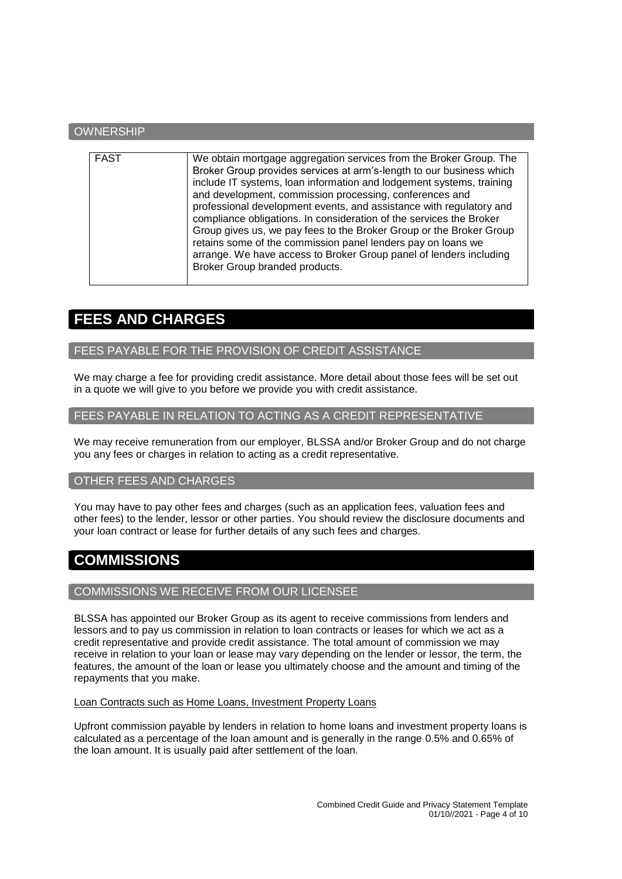### OWNERSHIP

| FAST | We obtain mortgage aggregation services from the Broker Group. The Broker Group provides services at arm's-length to our business which include IT systems, loan information and lodgement systems, training and development, commission processing, conferences and professional development events, and assistance with regulatory and compliance obligations. In consideration of the services the Broker Group gives us, we pay fees to the Broker Group or the Broker Group retains some of the commission panel lenders pay on loans we arrange. We have access to Broker Group panel of lenders including Broker Group branded products. |
|---|---|

## FEES AND CHARGES

### FEES PAYABLE FOR THE PROVISION OF CREDIT ASSISTANCE

We may charge a fee for providing credit assistance. More detail about those fees will be set out in a quote we will give to you before we provide you with credit assistance.

### FEES PAYABLE IN RELATION TO ACTING AS A CREDIT REPRESENTATIVE

We may receive remuneration from our employer, BLSSA and/or Broker Group and do not charge you any fees or charges in relation to acting as a credit representative.

### OTHER FEES AND CHARGES

You may have to pay other fees and charges (such as an application fees, valuation fees and other fees) to the lender, lessor or other parties. You should review the disclosure documents and your loan contract or lease for further details of any such fees and charges.

## COMMISSIONS

### COMMISSIONS WE RECEIVE FROM OUR LICENSEE

BLSSA has appointed our Broker Group as its agent to receive commissions from lenders and lessors and to pay us commission in relation to loan contracts or leases for which we act as a credit representative and provide credit assistance. The total amount of commission we may receive in relation to your loan or lease may vary depending on the lender or lessor, the term, the features, the amount of the loan or lease you ultimately choose and the amount and timing of the repayments that you make.

Loan Contracts such as Home Loans, Investment Property Loans

Upfront commission payable by lenders in relation to home loans and investment property loans is calculated as a percentage of the loan amount and is generally in the range 0.5% and 0.65% of the loan amount. It is usually paid after settlement of the loan.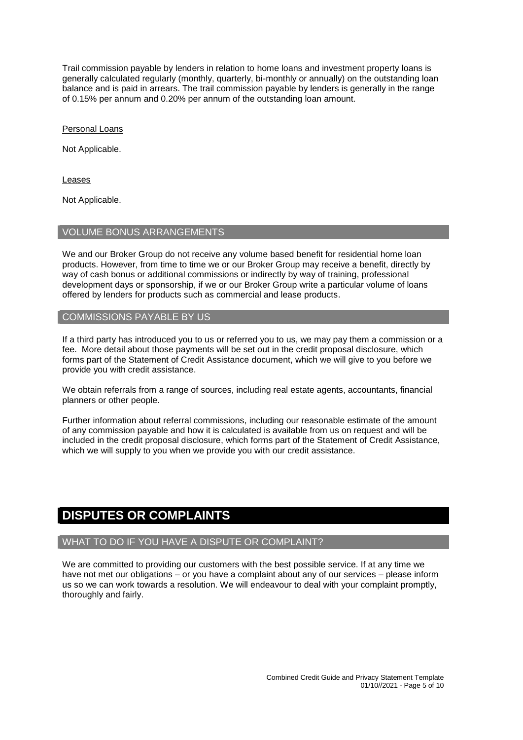Trail commission payable by lenders in relation to home loans and investment property loans is generally calculated regularly (monthly, quarterly, bi-monthly or annually) on the outstanding loan balance and is paid in arrears. The trail commission payable by lenders is generally in the range of 0.15% per annum and 0.20% per annum of the outstanding loan amount.

Personal Loans

Not Applicable.

Leases

Not Applicable.

### VOLUME BONUS ARRANGEMENTS

We and our Broker Group do not receive any volume based benefit for residential home loan products. However, from time to time we or our Broker Group may receive a benefit, directly by way of cash bonus or additional commissions or indirectly by way of training, professional development days or sponsorship, if we or our Broker Group write a particular volume of loans offered by lenders for products such as commercial and lease products.

### COMMISSIONS PAYABLE BY US

If a third party has introduced you to us or referred you to us, we may pay them a commission or a fee. More detail about those payments will be set out in the credit proposal disclosure, which forms part of the Statement of Credit Assistance document, which we will give to you before we provide you with credit assistance.

We obtain referrals from a range of sources, including real estate agents, accountants, financial planners or other people.

Further information about referral commissions, including our reasonable estimate of the amount of any commission payable and how it is calculated is available from us on request and will be included in the credit proposal disclosure, which forms part of the Statement of Credit Assistance, which we will supply to you when we provide you with our credit assistance.

## DISPUTES OR COMPLAINTS

### WHAT TO DO IF YOU HAVE A DISPUTE OR COMPLAINT?

We are committed to providing our customers with the best possible service. If at any time we have not met our obligations – or you have a complaint about any of our services – please inform us so we can work towards a resolution. We will endeavour to deal with your complaint promptly, thoroughly and fairly.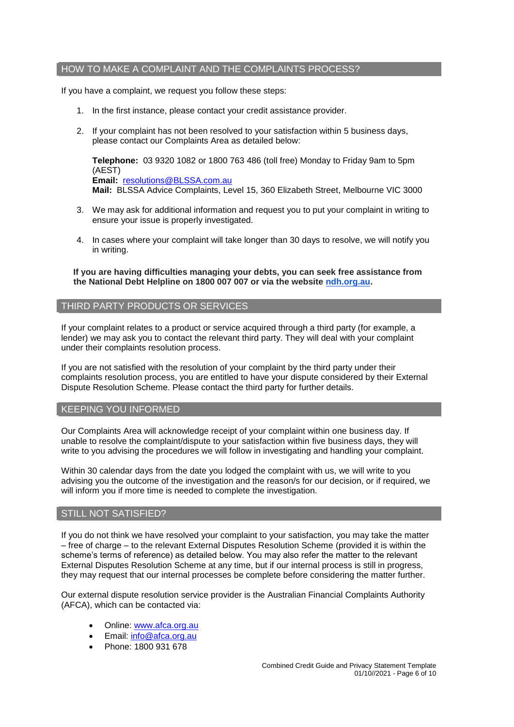## HOW TO MAKE A COMPLAINT AND THE COMPLAINTS PROCESS?

If you have a complaint, we request you follow these steps:

1. In the first instance, please contact your credit assistance provider.
2. If your complaint has not been resolved to your satisfaction within 5 business days, please contact our Complaints Area as detailed below:

   **Telephone:** 03 9320 1082 or 1800 763 486 (toll free) Monday to Friday 9am to 5pm (AEST)
   **Email:** resolutions@BLSSA.com.au
   **Mail:** BLSSA Advice Complaints, Level 15, 360 Elizabeth Street, Melbourne VIC 3000

3. We may ask for additional information and request you to put your complaint in writing to ensure your issue is properly investigated.
4. In cases where your complaint will take longer than 30 days to resolve, we will notify you in writing.

**If you are having difficulties managing your debts, you can seek free assistance from the National Debt Helpline on 1800 007 007 or via the website ndh.org.au.**

## THIRD PARTY PRODUCTS OR SERVICES

If your complaint relates to a product or service acquired through a third party (for example, a lender) we may ask you to contact the relevant third party. They will deal with your complaint under their complaints resolution process.

If you are not satisfied with the resolution of your complaint by the third party under their complaints resolution process, you are entitled to have your dispute considered by their External Dispute Resolution Scheme. Please contact the third party for further details.

## KEEPING YOU INFORMED

Our Complaints Area will acknowledge receipt of your complaint within one business day. If unable to resolve the complaint/dispute to your satisfaction within five business days, they will write to you advising the procedures we will follow in investigating and handling your complaint.

Within 30 calendar days from the date you lodged the complaint with us, we will write to you advising you the outcome of the investigation and the reason/s for our decision, or if required, we will inform you if more time is needed to complete the investigation.

## STILL NOT SATISFIED?

If you do not think we have resolved your complaint to your satisfaction, you may take the matter – free of charge – to the relevant External Disputes Resolution Scheme (provided it is within the scheme's terms of reference) as detailed below. You may also refer the matter to the relevant External Disputes Resolution Scheme at any time, but if our internal process is still in progress, they may request that our internal processes be complete before considering the matter further.

Our external dispute resolution service provider is the Australian Financial Complaints Authority (AFCA), which can be contacted via:

- Online: www.afca.org.au
- Email: info@afca.org.au
- Phone: 1800 931 678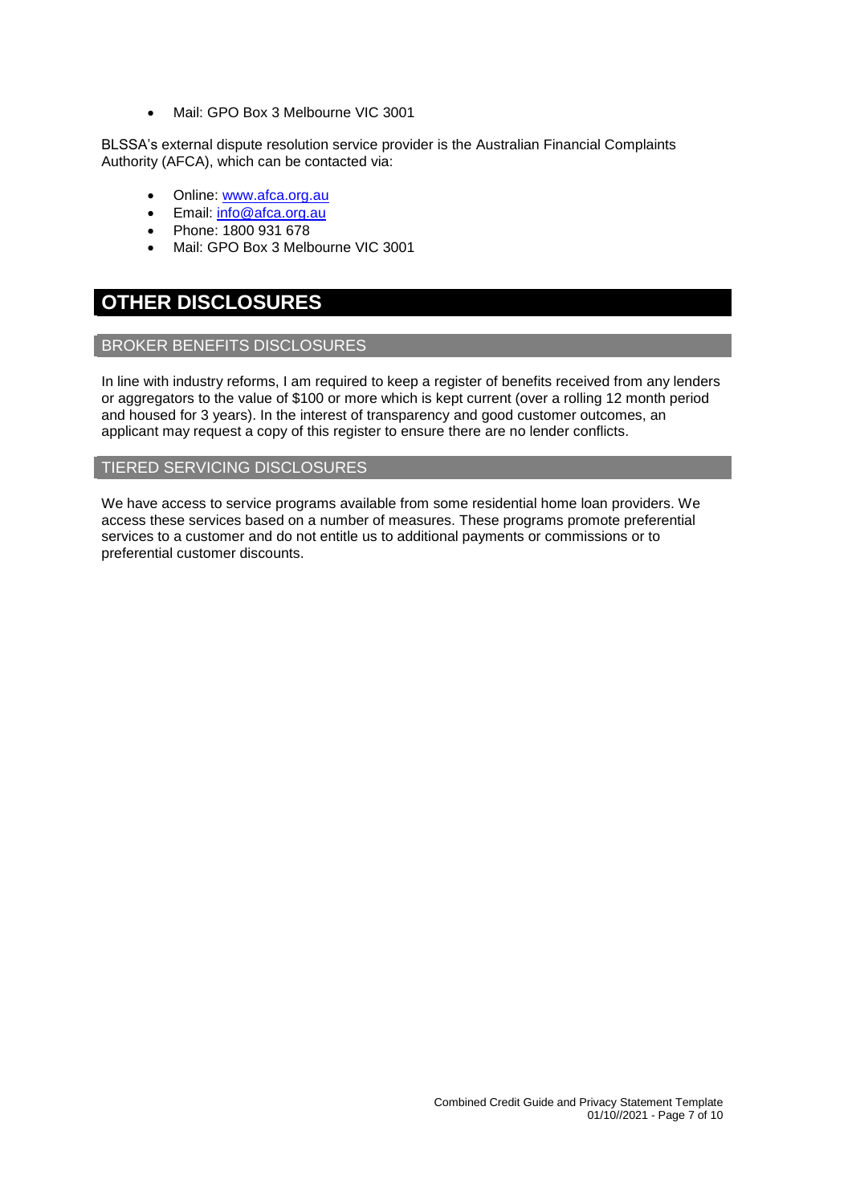- Mail: GPO Box 3 Melbourne VIC 3001

BLSSA's external dispute resolution service provider is the Australian Financial Complaints Authority (AFCA), which can be contacted via:

- Online: [www.afca.org.au](http://www.afca.org.au)
- Email: [info@afca.org.au](mailto:info@afca.org.au)
- Phone: 1800 931 678
- Mail: GPO Box 3 Melbourne VIC 3001

# OTHER DISCLOSURES

## BROKER BENEFITS DISCLOSURES

In line with industry reforms, I am required to keep a register of benefits received from any lenders or aggregators to the value of $100 or more which is kept current (over a rolling 12 month period and housed for 3 years). In the interest of transparency and good customer outcomes, an applicant may request a copy of this register to ensure there are no lender conflicts.

## TIERED SERVICING DISCLOSURES

We have access to service programs available from some residential home loan providers. We access these services based on a number of measures. These programs promote preferential services to a customer and do not entitle us to additional payments or commissions or to preferential customer discounts.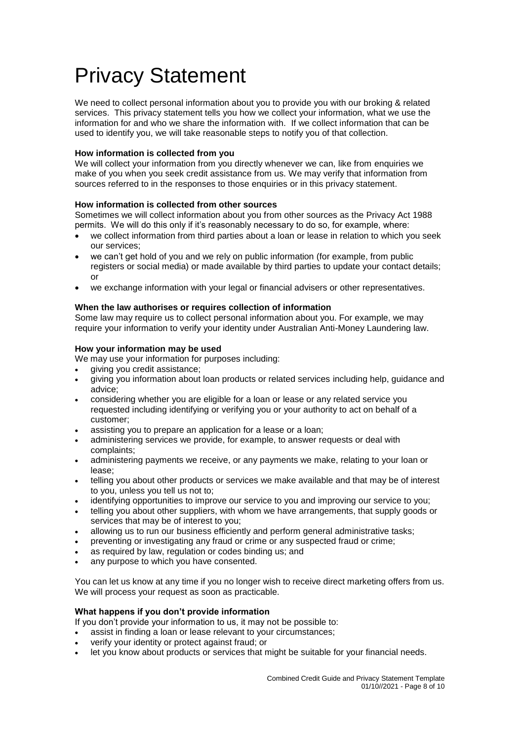# Privacy Statement

We need to collect personal information about you to provide you with our broking & related services. This privacy statement tells you how we collect your information, what we use the information for and who we share the information with. If we collect information that can be used to identify you, we will take reasonable steps to notify you of that collection.

**How information is collected from you**

We will collect your information from you directly whenever we can, like from enquiries we make of you when you seek credit assistance from us. We may verify that information from sources referred to in the responses to those enquiries or in this privacy statement.

**How information is collected from other sources**

Sometimes we will collect information about you from other sources as the Privacy Act 1988 permits. We will do this only if it's reasonably necessary to do so, for example, where:

- we collect information from third parties about a loan or lease in relation to which you seek our services;
- we can't get hold of you and we rely on public information (for example, from public registers or social media) or made available by third parties to update your contact details; or
- we exchange information with your legal or financial advisers or other representatives.

**When the law authorises or requires collection of information**

Some law may require us to collect personal information about you. For example, we may require your information to verify your identity under Australian Anti-Money Laundering law.

**How your information may be used**

We may use your information for purposes including:

- giving you credit assistance;
- giving you information about loan products or related services including help, guidance and advice;
- considering whether you are eligible for a loan or lease or any related service you requested including identifying or verifying you or your authority to act on behalf of a customer;
- assisting you to prepare an application for a lease or a loan;
- administering services we provide, for example, to answer requests or deal with complaints;
- administering payments we receive, or any payments we make, relating to your loan or lease;
- telling you about other products or services we make available and that may be of interest to you, unless you tell us not to;
- identifying opportunities to improve our service to you and improving our service to you;
- telling you about other suppliers, with whom we have arrangements, that supply goods or services that may be of interest to you;
- allowing us to run our business efficiently and perform general administrative tasks;
- preventing or investigating any fraud or crime or any suspected fraud or crime;
- as required by law, regulation or codes binding us; and
- any purpose to which you have consented.

You can let us know at any time if you no longer wish to receive direct marketing offers from us. We will process your request as soon as practicable.

**What happens if you don't provide information**

If you don't provide your information to us, it may not be possible to:

- assist in finding a loan or lease relevant to your circumstances;
- verify your identity or protect against fraud; or
- let you know about products or services that might be suitable for your financial needs.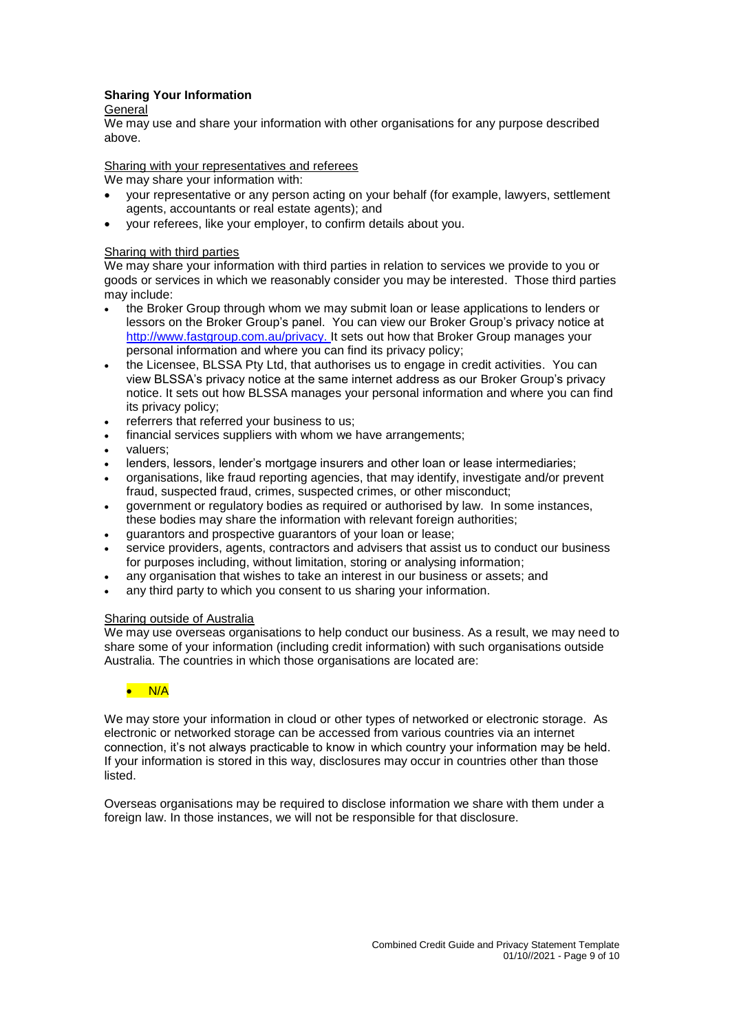### Sharing Your Information

General

We may use and share your information with other organisations for any purpose described above.

Sharing with your representatives and referees

We may share your information with:

- your representative or any person acting on your behalf (for example, lawyers, settlement agents, accountants or real estate agents); and
- your referees, like your employer, to confirm details about you.

Sharing with third parties

We may share your information with third parties in relation to services we provide to you or goods or services in which we reasonably consider you may be interested. Those third parties may include:

- the Broker Group through whom we may submit loan or lease applications to lenders or lessors on the Broker Group's panel. You can view our Broker Group's privacy notice at http://www.fastgroup.com.au/privacy. It sets out how that Broker Group manages your personal information and where you can find its privacy policy;
- the Licensee, BLSSA Pty Ltd, that authorises us to engage in credit activities. You can view BLSSA's privacy notice at the same internet address as our Broker Group's privacy notice. It sets out how BLSSA manages your personal information and where you can find its privacy policy;
- referrers that referred your business to us;
- financial services suppliers with whom we have arrangements;
- valuers;
- lenders, lessors, lender's mortgage insurers and other loan or lease intermediaries;
- organisations, like fraud reporting agencies, that may identify, investigate and/or prevent fraud, suspected fraud, crimes, suspected crimes, or other misconduct;
- government or regulatory bodies as required or authorised by law. In some instances, these bodies may share the information with relevant foreign authorities;
- guarantors and prospective guarantors of your loan or lease;
- service providers, agents, contractors and advisers that assist us to conduct our business for purposes including, without limitation, storing or analysing information;
- any organisation that wishes to take an interest in our business or assets; and
- any third party to which you consent to us sharing your information.

Sharing outside of Australia

We may use overseas organisations to help conduct our business. As a result, we may need to share some of your information (including credit information) with such organisations outside Australia. The countries in which those organisations are located are:

- N/A

We may store your information in cloud or other types of networked or electronic storage. As electronic or networked storage can be accessed from various countries via an internet connection, it's not always practicable to know in which country your information may be held. If your information is stored in this way, disclosures may occur in countries other than those listed.

Overseas organisations may be required to disclose information we share with them under a foreign law. In those instances, we will not be responsible for that disclosure.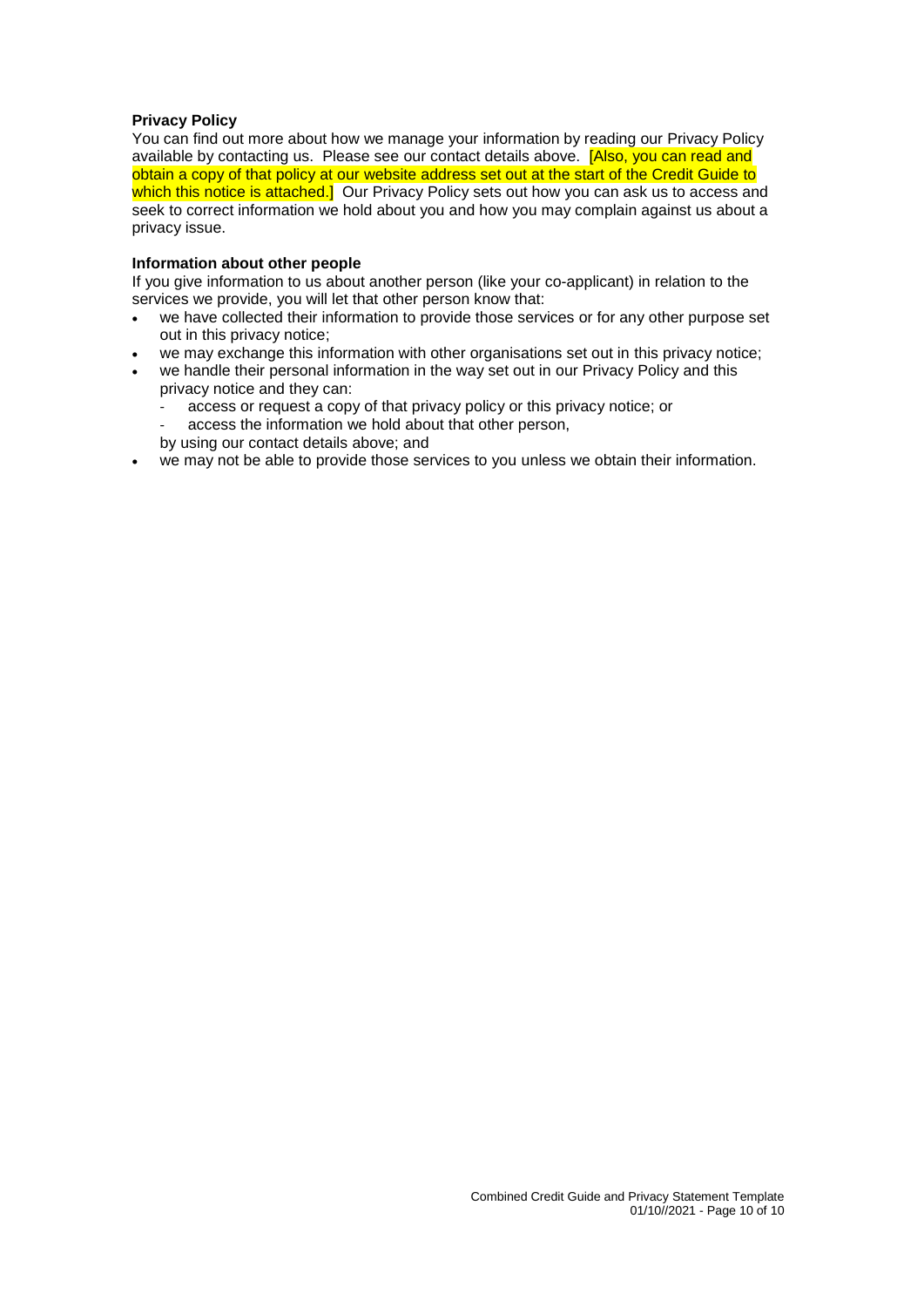**Privacy Policy**

You can find out more about how we manage your information by reading our Privacy Policy available by contacting us. Please see our contact details above. [Also, you can read and obtain a copy of that policy at our website address set out at the start of the Credit Guide to which this notice is attached.] Our Privacy Policy sets out how you can ask us to access and seek to correct information we hold about you and how you may complain against us about a privacy issue.

**Information about other people**

If you give information to us about another person (like your co-applicant) in relation to the services we provide, you will let that other person know that:

- we have collected their information to provide those services or for any other purpose set out in this privacy notice;
- we may exchange this information with other organisations set out in this privacy notice;
- we handle their personal information in the way set out in our Privacy Policy and this privacy notice and they can:
  - access or request a copy of that privacy policy or this privacy notice; or
  - access the information we hold about that other person,

  by using our contact details above; and
- we may not be able to provide those services to you unless we obtain their information.